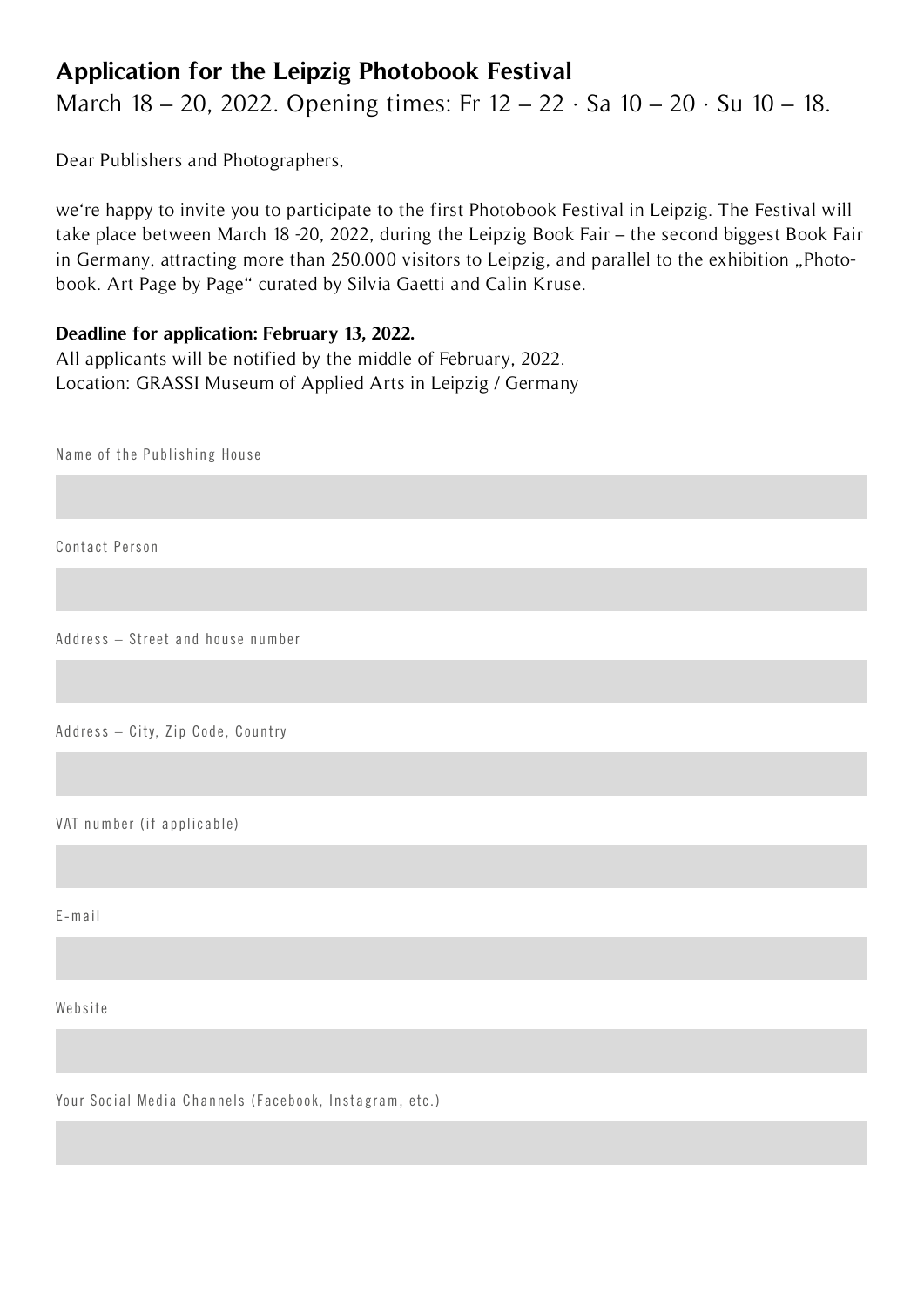# Application for the Leipzig Photobook Festival

March 18 – 20, 2022. Opening times: Fr 12 – 22 · Sa 10 – 20 · Su 10 – 18.

Dear Publishers and Photographers,

we‘re happy to invite you to participate to the first Photobook Festival in Leipzig. The Festival will take place between March 18 -20, 2022, during the Leipzig Book Fair – the second biggest Book Fair in Germany, attracting more than 250.000 visitors to Leipzig, and parallel to the exhibition „Photobook. Art Page by Page“ curated by Silvia Gaetti and Calin Kruse.

**Deadline for application: February 13, 2022.**
All applicants will be notified by the middle of February, 2022.
Location: GRASSI Museum of Applied Arts in Leipzig / Germany

Name of the Publishing House

Contact Person

Address – Street and house number

Address – City, Zip Code, Country

VAT number (if applicable)

E-mail

Website

Your Social Media Channels (Facebook, Instagram, etc.)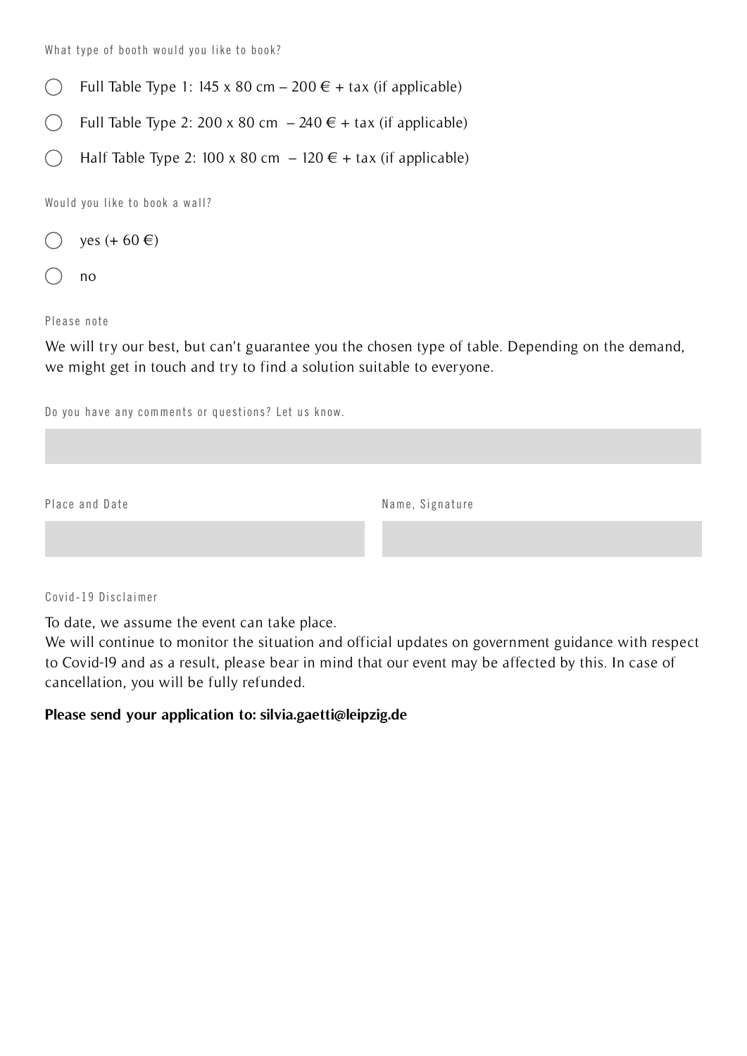What type of booth would you like to book?

- ◯ Full Table Type 1: 145 x 80 cm – 200 € + tax (if applicable)
- ◯ Full Table Type 2: 200 x 80 cm – 240 € + tax (if applicable)
- ◯ Half Table Type 2: 100 x 80 cm – 120 € + tax (if applicable)

Would you like to book a wall?

- ◯ yes (+ 60 €)
- ◯ no

Please note

We will try our best, but can't guarantee you the chosen type of table. Depending on the demand, we might get in touch and try to find a solution suitable to everyone.

Do you have any comments or questions? Let us know.

Place and Date

Name, Signature

Covid-19 Disclaimer

To date, we assume the event can take place.
We will continue to monitor the situation and official updates on government guidance with respect to Covid-19 and as a result, please bear in mind that our event may be affected by this. In case of cancellation, you will be fully refunded.

**Please send your application to: silvia.gaetti@leipzig.de**